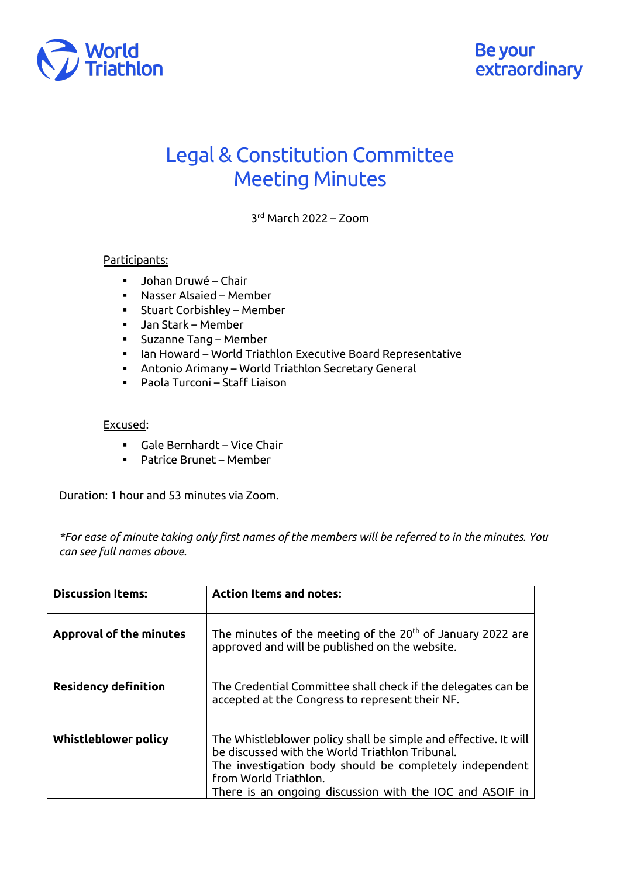World Triathlon

Be your extraordinary

# Legal & Constitution Committee Meeting Minutes

3rd March 2022 – Zoom

Participants:

- Johan Druwé – Chair
- Nasser Alsaied – Member
- Stuart Corbishley – Member
- Jan Stark – Member
- Suzanne Tang – Member
- Ian Howard – World Triathlon Executive Board Representative
- Antonio Arimany – World Triathlon Secretary General
- Paola Turconi – Staff Liaison

Excused:

- Gale Bernhardt – Vice Chair
- Patrice Brunet – Member

Duration: 1 hour and 53 minutes via Zoom.

*\*For ease of minute taking only first names of the members will be referred to in the minutes. You can see full names above.*

| Discussion Items: | Action Items and notes: |
| --- | --- |
| **Approval of the minutes** | The minutes of the meeting of the 20th of January 2022 are approved and will be published on the website. |
| **Residency definition** | The Credential Committee shall check if the delegates can be accepted at the Congress to represent their NF. |
| **Whistleblower policy** | The Whistleblower policy shall be simple and effective. It will be discussed with the World Triathlon Tribunal.<br>The investigation body should be completely independent from World Triathlon.<br>There is an ongoing discussion with the IOC and ASOIF in |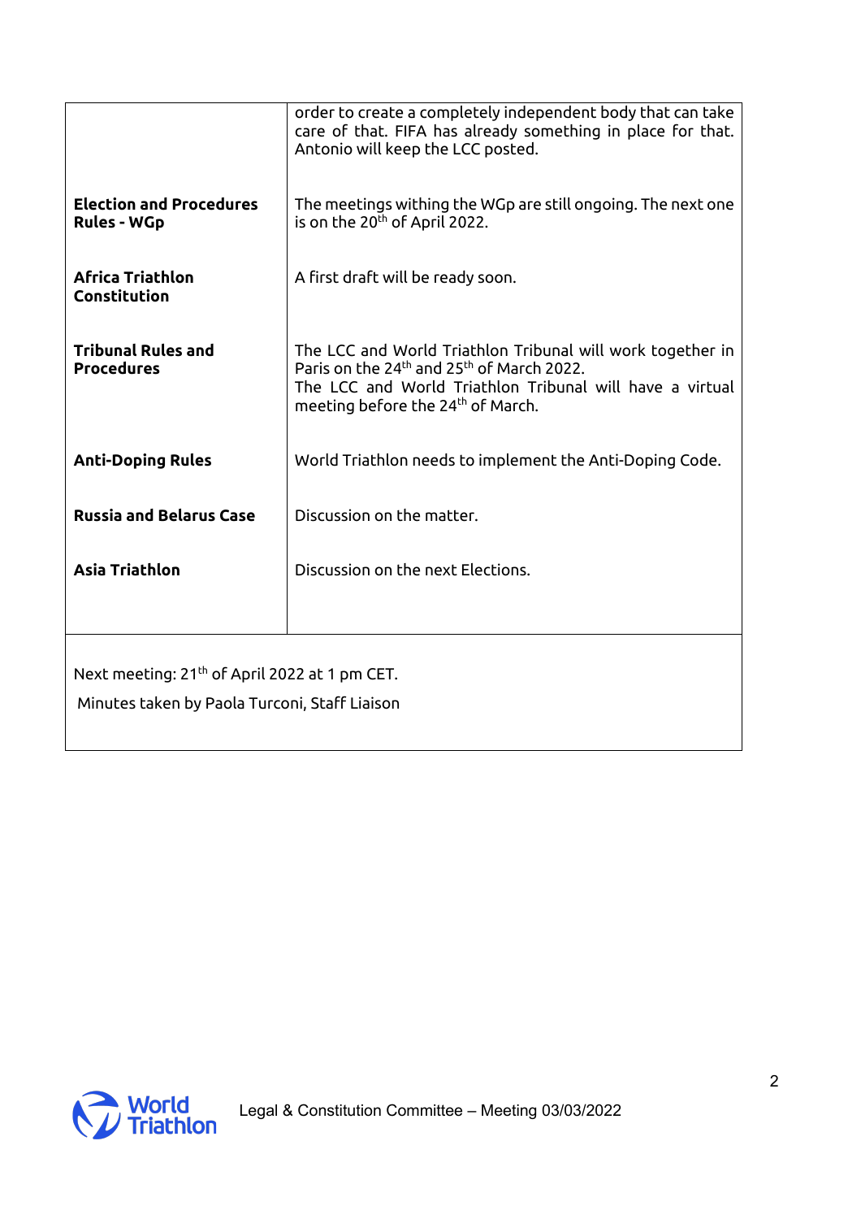| | |
|---|---|
| | order to create a completely independent body that can take care of that. FIFA has already something in place for that. Antonio will keep the LCC posted. |
| **Election and Procedures Rules - WGp** | The meetings withing the WGp are still ongoing. The next one is on the 20th of April 2022. |
| **Africa Triathlon Constitution** | A first draft will be ready soon. |
| **Tribunal Rules and Procedures** | The LCC and World Triathlon Tribunal will work together in Paris on the 24th and 25th of March 2022. The LCC and World Triathlon Tribunal will have a virtual meeting before the 24th of March. |
| **Anti-Doping Rules** | World Triathlon needs to implement the Anti-Doping Code. |
| **Russia and Belarus Case** | Discussion on the matter. |
| **Asia Triathlon** | Discussion on the next Elections. |

Next meeting: 21th of April 2022 at 1 pm CET.

Minutes taken by Paola Turconi, Staff Liaison